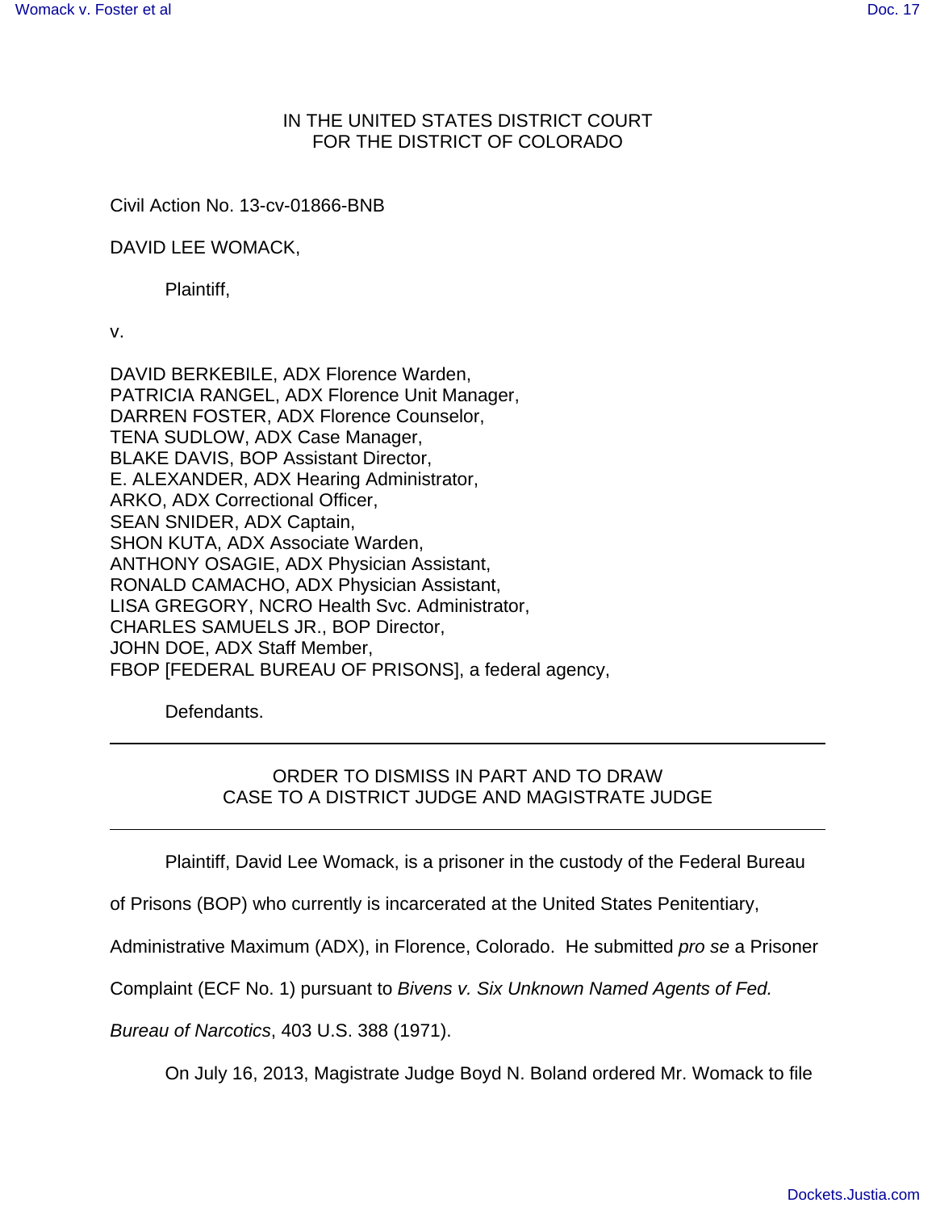IN THE UNITED STATES DISTRICT COURT
FOR THE DISTRICT OF COLORADO

Civil Action No. 13-cv-01866-BNB

DAVID LEE WOMACK,

Plaintiff,

v.

DAVID BERKEBILE, ADX Florence Warden,
PATRICIA RANGEL, ADX Florence Unit Manager,
DARREN FOSTER, ADX Florence Counselor,
TENA SUDLOW, ADX Case Manager,
BLAKE DAVIS, BOP Assistant Director,
E. ALEXANDER, ADX Hearing Administrator,
ARKO, ADX Correctional Officer,
SEAN SNIDER, ADX Captain,
SHON KUTA, ADX Associate Warden,
ANTHONY OSAGIE, ADX Physician Assistant,
RONALD CAMACHO, ADX Physician Assistant,
LISA GREGORY, NCRO Health Svc. Administrator,
CHARLES SAMUELS JR., BOP Director,
JOHN DOE, ADX Staff Member,
FBOP [FEDERAL BUREAU OF PRISONS], a federal agency,

Defendants.

---

ORDER TO DISMISS IN PART AND TO DRAW
CASE TO A DISTRICT JUDGE AND MAGISTRATE JUDGE

---

Plaintiff, David Lee Womack, is a prisoner in the custody of the Federal Bureau of Prisons (BOP) who currently is incarcerated at the United States Penitentiary, Administrative Maximum (ADX), in Florence, Colorado. He submitted *pro se* a Prisoner Complaint (ECF No. 1) pursuant to *Bivens v. Six Unknown Named Agents of Fed. Bureau of Narcotics*, 403 U.S. 388 (1971).

On July 16, 2013, Magistrate Judge Boyd N. Boland ordered Mr. Womack to file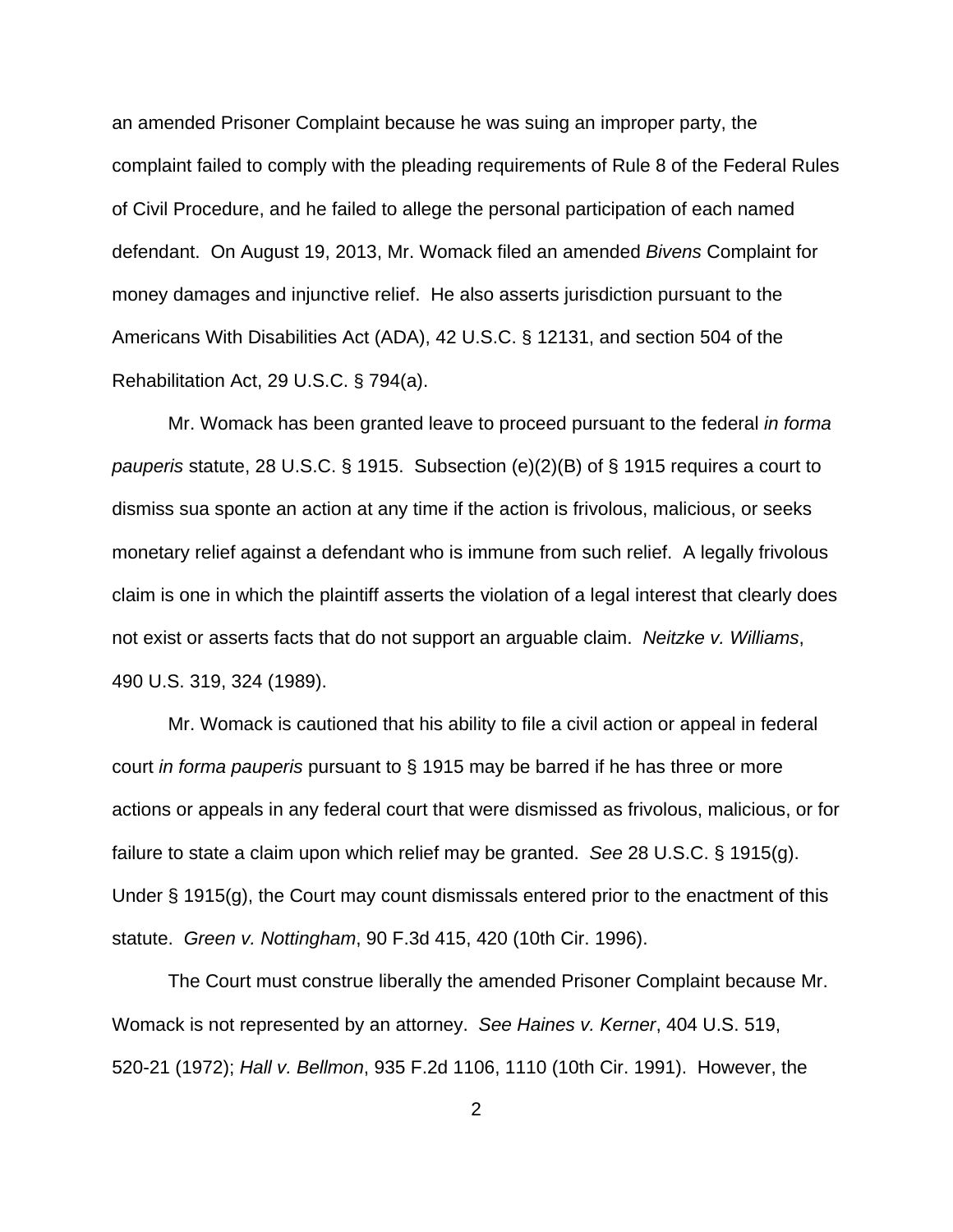an amended Prisoner Complaint because he was suing an improper party, the complaint failed to comply with the pleading requirements of Rule 8 of the Federal Rules of Civil Procedure, and he failed to allege the personal participation of each named defendant. On August 19, 2013, Mr. Womack filed an amended *Bivens* Complaint for money damages and injunctive relief. He also asserts jurisdiction pursuant to the Americans With Disabilities Act (ADA), 42 U.S.C. § 12131, and section 504 of the Rehabilitation Act, 29 U.S.C. § 794(a).

Mr. Womack has been granted leave to proceed pursuant to the federal *in forma pauperis* statute, 28 U.S.C. § 1915. Subsection (e)(2)(B) of § 1915 requires a court to dismiss sua sponte an action at any time if the action is frivolous, malicious, or seeks monetary relief against a defendant who is immune from such relief. A legally frivolous claim is one in which the plaintiff asserts the violation of a legal interest that clearly does not exist or asserts facts that do not support an arguable claim. *Neitzke v. Williams*, 490 U.S. 319, 324 (1989).

Mr. Womack is cautioned that his ability to file a civil action or appeal in federal court *in forma pauperis* pursuant to § 1915 may be barred if he has three or more actions or appeals in any federal court that were dismissed as frivolous, malicious, or for failure to state a claim upon which relief may be granted. *See* 28 U.S.C. § 1915(g). Under § 1915(g), the Court may count dismissals entered prior to the enactment of this statute. *Green v. Nottingham*, 90 F.3d 415, 420 (10th Cir. 1996).

The Court must construe liberally the amended Prisoner Complaint because Mr. Womack is not represented by an attorney. *See Haines v. Kerner*, 404 U.S. 519, 520-21 (1972); *Hall v. Bellmon*, 935 F.2d 1106, 1110 (10th Cir. 1991). However, the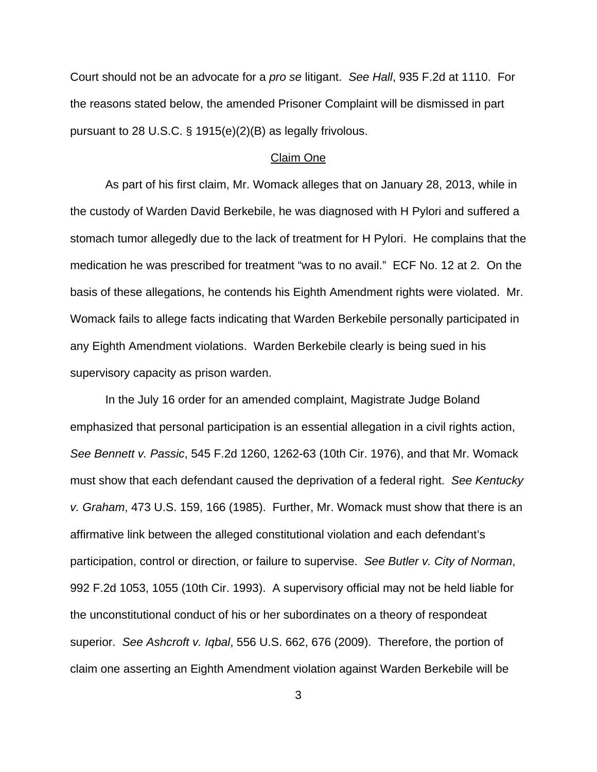Court should not be an advocate for a *pro se* litigant. *See Hall*, 935 F.2d at 1110. For the reasons stated below, the amended Prisoner Complaint will be dismissed in part pursuant to 28 U.S.C. § 1915(e)(2)(B) as legally frivolous.

## Claim One

As part of his first claim, Mr. Womack alleges that on January 28, 2013, while in the custody of Warden David Berkebile, he was diagnosed with H Pylori and suffered a stomach tumor allegedly due to the lack of treatment for H Pylori. He complains that the medication he was prescribed for treatment "was to no avail." ECF No. 12 at 2. On the basis of these allegations, he contends his Eighth Amendment rights were violated. Mr. Womack fails to allege facts indicating that Warden Berkebile personally participated in any Eighth Amendment violations. Warden Berkebile clearly is being sued in his supervisory capacity as prison warden.

In the July 16 order for an amended complaint, Magistrate Judge Boland emphasized that personal participation is an essential allegation in a civil rights action, *See Bennett v. Passic*, 545 F.2d 1260, 1262-63 (10th Cir. 1976), and that Mr. Womack must show that each defendant caused the deprivation of a federal right. *See Kentucky v. Graham*, 473 U.S. 159, 166 (1985). Further, Mr. Womack must show that there is an affirmative link between the alleged constitutional violation and each defendant's participation, control or direction, or failure to supervise. *See Butler v. City of Norman*, 992 F.2d 1053, 1055 (10th Cir. 1993). A supervisory official may not be held liable for the unconstitutional conduct of his or her subordinates on a theory of respondeat superior. *See Ashcroft v. Iqbal*, 556 U.S. 662, 676 (2009). Therefore, the portion of claim one asserting an Eighth Amendment violation against Warden Berkebile will be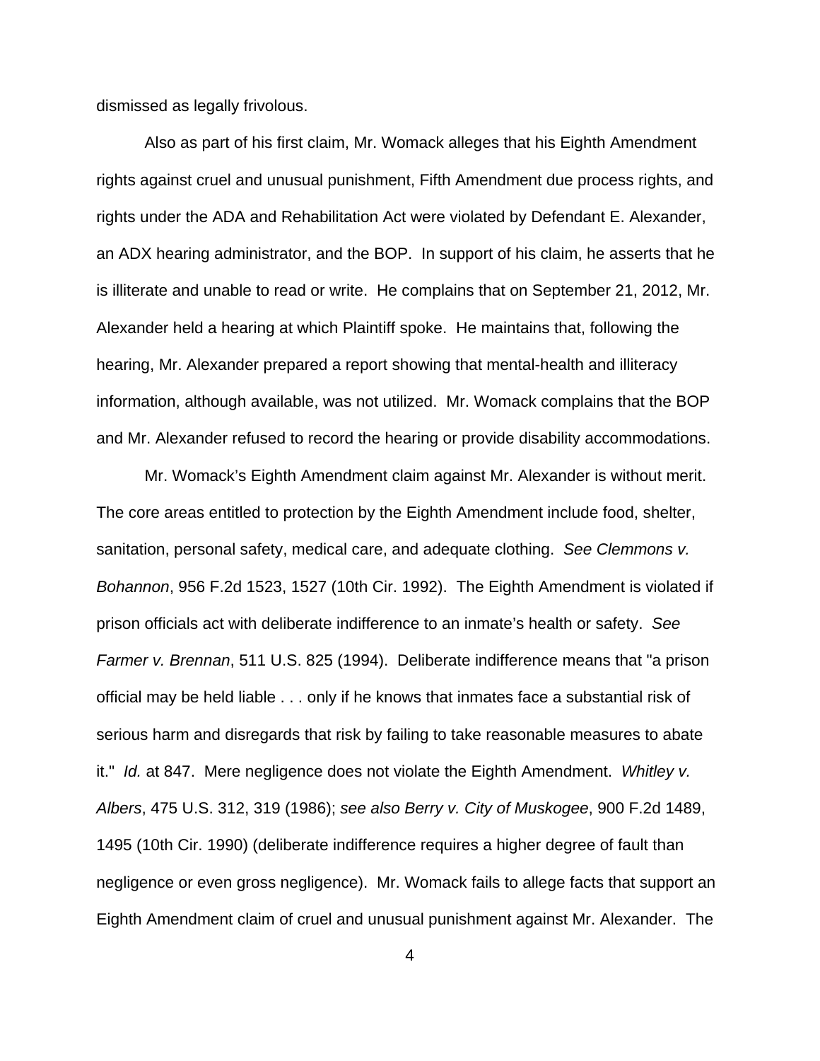dismissed as legally frivolous.

Also as part of his first claim, Mr. Womack alleges that his Eighth Amendment rights against cruel and unusual punishment, Fifth Amendment due process rights, and rights under the ADA and Rehabilitation Act were violated by Defendant E. Alexander, an ADX hearing administrator, and the BOP. In support of his claim, he asserts that he is illiterate and unable to read or write. He complains that on September 21, 2012, Mr. Alexander held a hearing at which Plaintiff spoke. He maintains that, following the hearing, Mr. Alexander prepared a report showing that mental-health and illiteracy information, although available, was not utilized. Mr. Womack complains that the BOP and Mr. Alexander refused to record the hearing or provide disability accommodations.

Mr. Womack's Eighth Amendment claim against Mr. Alexander is without merit. The core areas entitled to protection by the Eighth Amendment include food, shelter, sanitation, personal safety, medical care, and adequate clothing. *See Clemmons v. Bohannon*, 956 F.2d 1523, 1527 (10th Cir. 1992). The Eighth Amendment is violated if prison officials act with deliberate indifference to an inmate's health or safety. *See Farmer v. Brennan*, 511 U.S. 825 (1994). Deliberate indifference means that "a prison official may be held liable . . . only if he knows that inmates face a substantial risk of serious harm and disregards that risk by failing to take reasonable measures to abate it." *Id.* at 847. Mere negligence does not violate the Eighth Amendment. *Whitley v. Albers*, 475 U.S. 312, 319 (1986); *see also Berry v. City of Muskogee*, 900 F.2d 1489, 1495 (10th Cir. 1990) (deliberate indifference requires a higher degree of fault than negligence or even gross negligence). Mr. Womack fails to allege facts that support an Eighth Amendment claim of cruel and unusual punishment against Mr. Alexander. The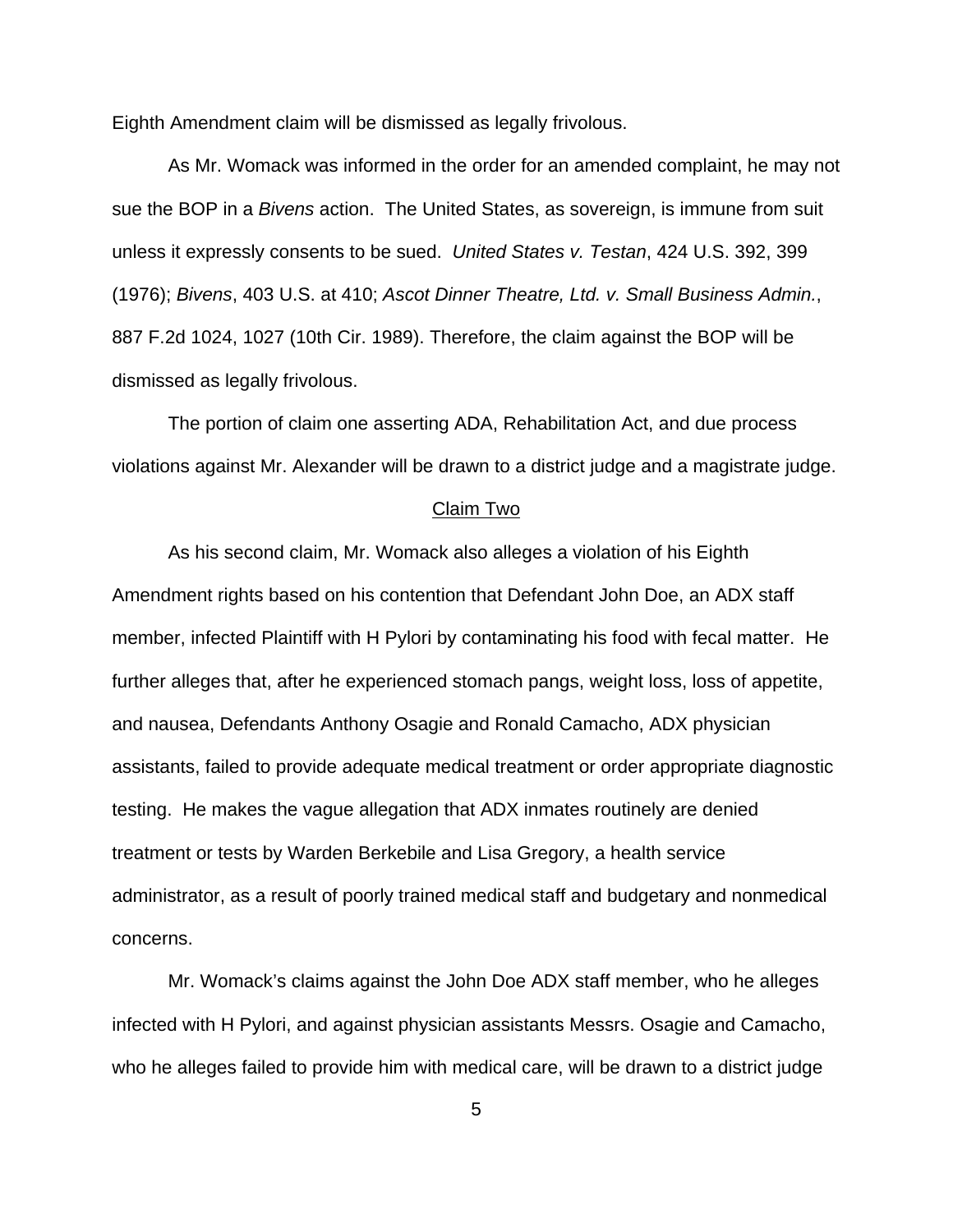Eighth Amendment claim will be dismissed as legally frivolous.

As Mr. Womack was informed in the order for an amended complaint, he may not sue the BOP in a *Bivens* action. The United States, as sovereign, is immune from suit unless it expressly consents to be sued. *United States v. Testan*, 424 U.S. 392, 399 (1976); *Bivens*, 403 U.S. at 410; *Ascot Dinner Theatre, Ltd. v. Small Business Admin.*, 887 F.2d 1024, 1027 (10th Cir. 1989). Therefore, the claim against the BOP will be dismissed as legally frivolous.

The portion of claim one asserting ADA, Rehabilitation Act, and due process violations against Mr. Alexander will be drawn to a district judge and a magistrate judge.

## Claim Two

As his second claim, Mr. Womack also alleges a violation of his Eighth Amendment rights based on his contention that Defendant John Doe, an ADX staff member, infected Plaintiff with H Pylori by contaminating his food with fecal matter. He further alleges that, after he experienced stomach pangs, weight loss, loss of appetite, and nausea, Defendants Anthony Osagie and Ronald Camacho, ADX physician assistants, failed to provide adequate medical treatment or order appropriate diagnostic testing. He makes the vague allegation that ADX inmates routinely are denied treatment or tests by Warden Berkebile and Lisa Gregory, a health service administrator, as a result of poorly trained medical staff and budgetary and nonmedical concerns.

Mr. Womack's claims against the John Doe ADX staff member, who he alleges infected with H Pylori, and against physician assistants Messrs. Osagie and Camacho, who he alleges failed to provide him with medical care, will be drawn to a district judge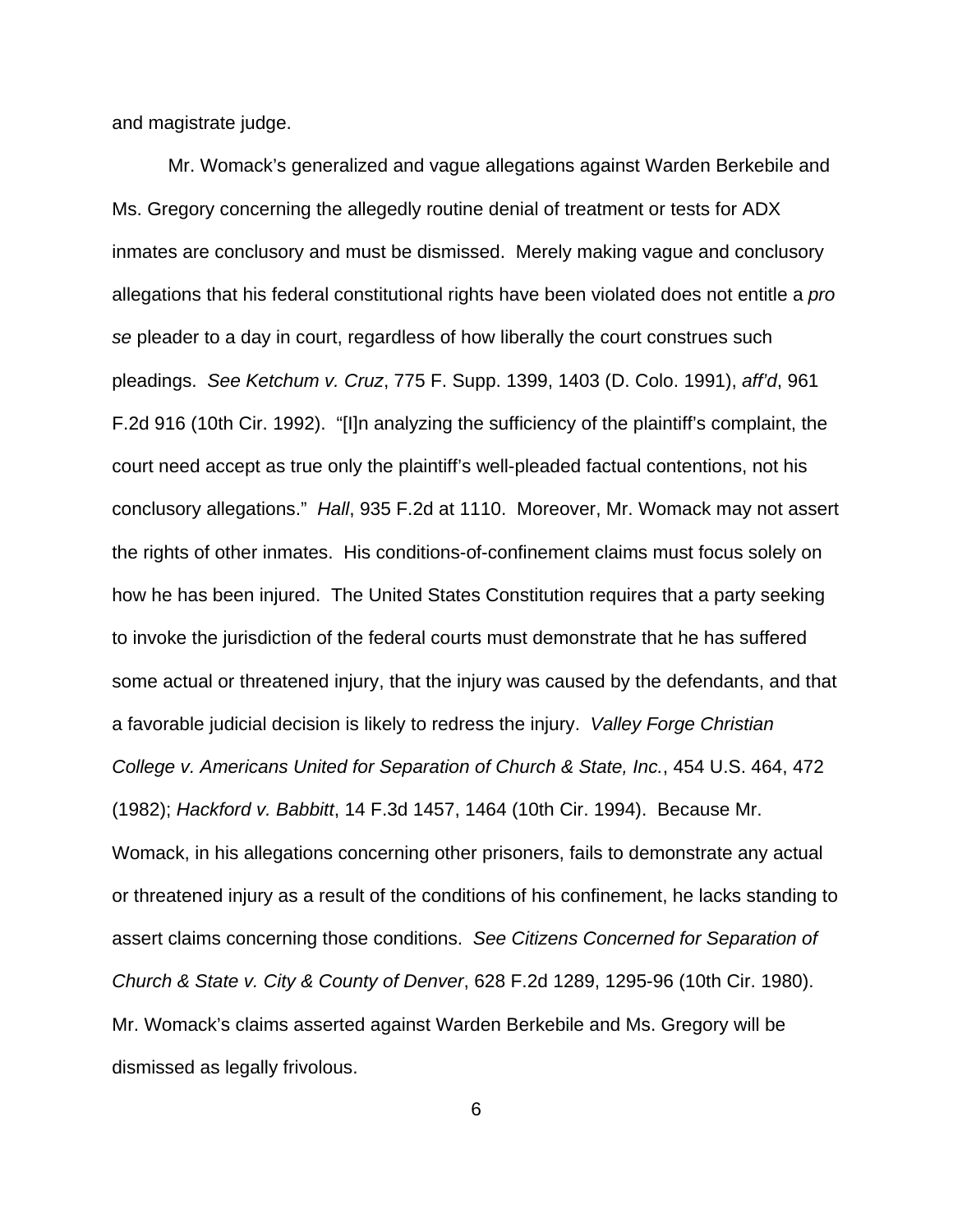and magistrate judge.

Mr. Womack's generalized and vague allegations against Warden Berkebile and Ms. Gregory concerning the allegedly routine denial of treatment or tests for ADX inmates are conclusory and must be dismissed. Merely making vague and conclusory allegations that his federal constitutional rights have been violated does not entitle a *pro se* pleader to a day in court, regardless of how liberally the court construes such pleadings. *See Ketchum v. Cruz*, 775 F. Supp. 1399, 1403 (D. Colo. 1991), *aff'd*, 961 F.2d 916 (10th Cir. 1992). "[I]n analyzing the sufficiency of the plaintiff's complaint, the court need accept as true only the plaintiff's well-pleaded factual contentions, not his conclusory allegations." *Hall*, 935 F.2d at 1110. Moreover, Mr. Womack may not assert the rights of other inmates. His conditions-of-confinement claims must focus solely on how he has been injured. The United States Constitution requires that a party seeking to invoke the jurisdiction of the federal courts must demonstrate that he has suffered some actual or threatened injury, that the injury was caused by the defendants, and that a favorable judicial decision is likely to redress the injury. *Valley Forge Christian College v. Americans United for Separation of Church & State, Inc.*, 454 U.S. 464, 472 (1982); *Hackford v. Babbitt*, 14 F.3d 1457, 1464 (10th Cir. 1994). Because Mr. Womack, in his allegations concerning other prisoners, fails to demonstrate any actual or threatened injury as a result of the conditions of his confinement, he lacks standing to assert claims concerning those conditions. *See Citizens Concerned for Separation of Church & State v. City & County of Denver*, 628 F.2d 1289, 1295-96 (10th Cir. 1980). Mr. Womack's claims asserted against Warden Berkebile and Ms. Gregory will be dismissed as legally frivolous.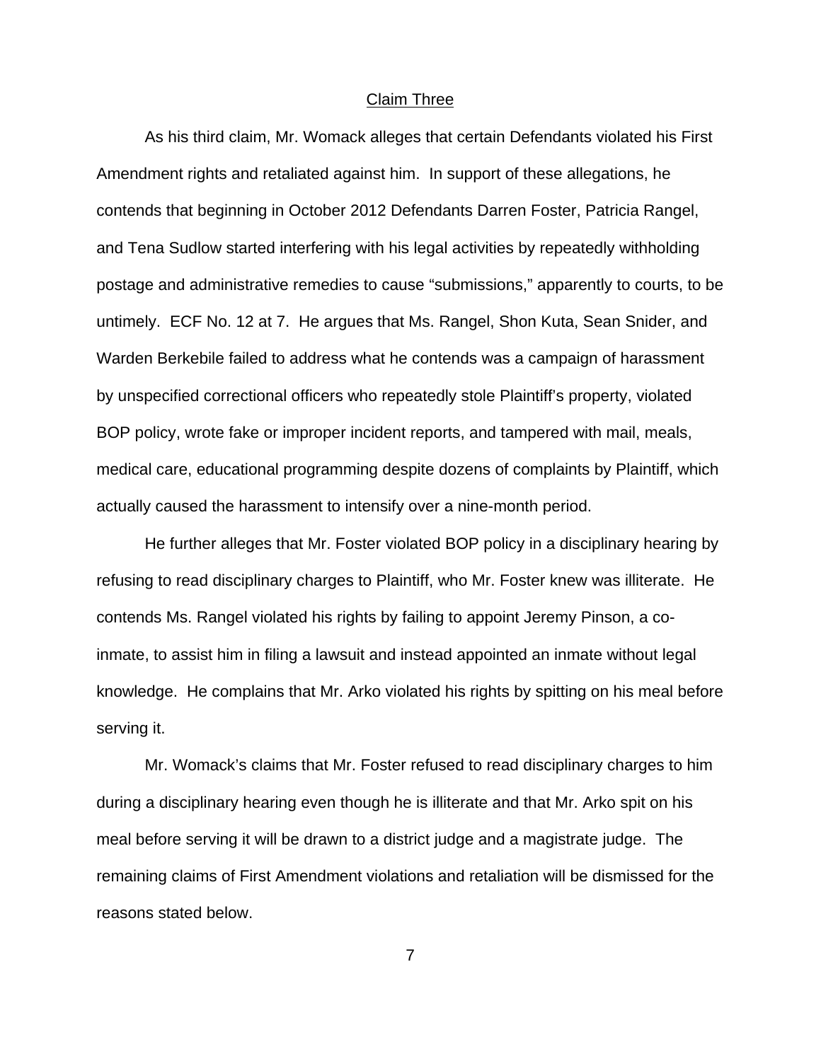<u>Claim Three</u>

As his third claim, Mr. Womack alleges that certain Defendants violated his First Amendment rights and retaliated against him. In support of these allegations, he contends that beginning in October 2012 Defendants Darren Foster, Patricia Rangel, and Tena Sudlow started interfering with his legal activities by repeatedly withholding postage and administrative remedies to cause "submissions," apparently to courts, to be untimely. ECF No. 12 at 7. He argues that Ms. Rangel, Shon Kuta, Sean Snider, and Warden Berkebile failed to address what he contends was a campaign of harassment by unspecified correctional officers who repeatedly stole Plaintiff's property, violated BOP policy, wrote fake or improper incident reports, and tampered with mail, meals, medical care, educational programming despite dozens of complaints by Plaintiff, which actually caused the harassment to intensify over a nine-month period.

He further alleges that Mr. Foster violated BOP policy in a disciplinary hearing by refusing to read disciplinary charges to Plaintiff, who Mr. Foster knew was illiterate. He contends Ms. Rangel violated his rights by failing to appoint Jeremy Pinson, a co-inmate, to assist him in filing a lawsuit and instead appointed an inmate without legal knowledge. He complains that Mr. Arko violated his rights by spitting on his meal before serving it.

Mr. Womack's claims that Mr. Foster refused to read disciplinary charges to him during a disciplinary hearing even though he is illiterate and that Mr. Arko spit on his meal before serving it will be drawn to a district judge and a magistrate judge. The remaining claims of First Amendment violations and retaliation will be dismissed for the reasons stated below.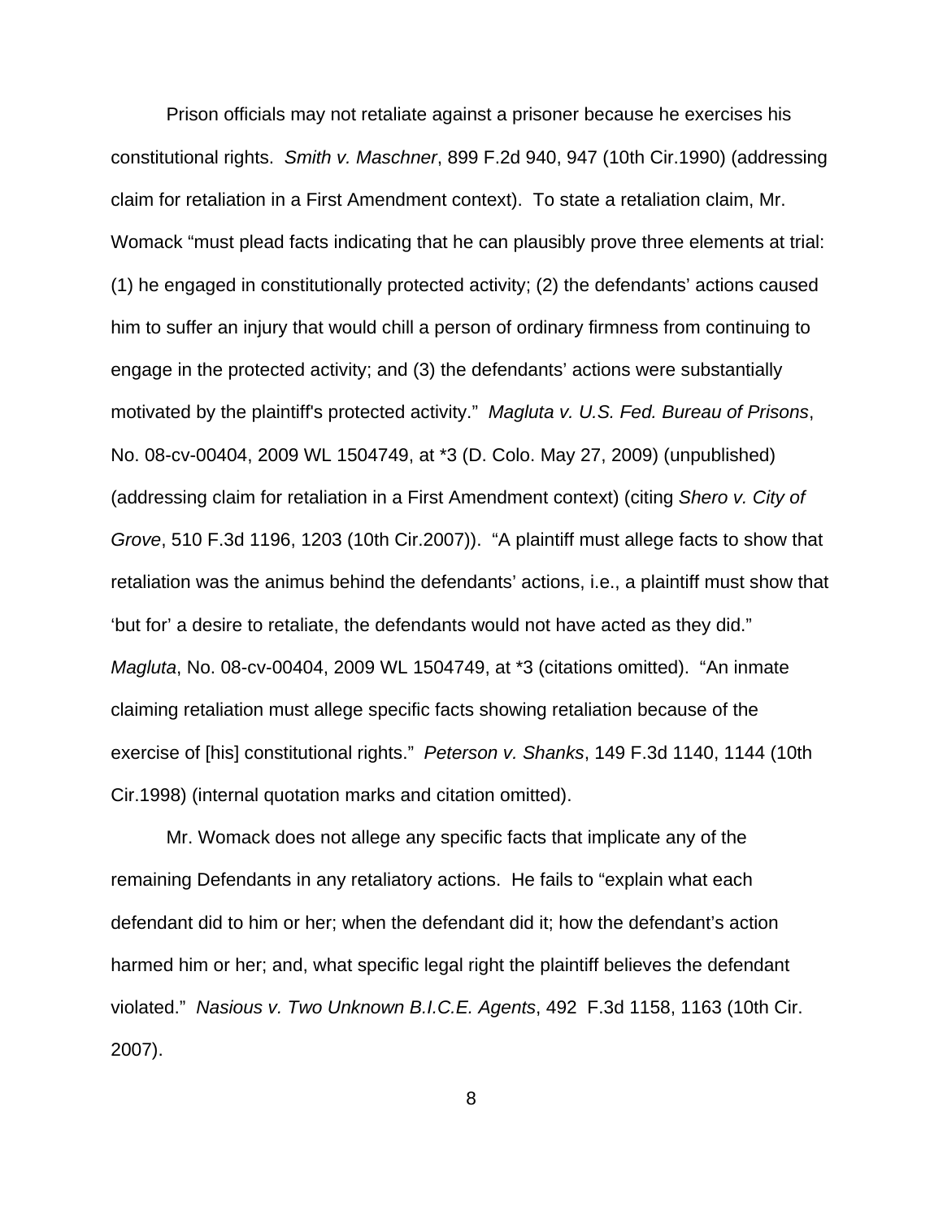Prison officials may not retaliate against a prisoner because he exercises his constitutional rights. *Smith v. Maschner*, 899 F.2d 940, 947 (10th Cir.1990) (addressing claim for retaliation in a First Amendment context). To state a retaliation claim, Mr. Womack "must plead facts indicating that he can plausibly prove three elements at trial: (1) he engaged in constitutionally protected activity; (2) the defendants' actions caused him to suffer an injury that would chill a person of ordinary firmness from continuing to engage in the protected activity; and (3) the defendants' actions were substantially motivated by the plaintiff's protected activity." *Magluta v. U.S. Fed. Bureau of Prisons*, No. 08-cv-00404, 2009 WL 1504749, at *3 (D. Colo. May 27, 2009) (unpublished) (addressing claim for retaliation in a First Amendment context) (citing *Shero v. City of Grove*, 510 F.3d 1196, 1203 (10th Cir.2007)). "A plaintiff must allege facts to show that retaliation was the animus behind the defendants' actions, i.e., a plaintiff must show that 'but for' a desire to retaliate, the defendants would not have acted as they did." *Magluta*, No. 08-cv-00404, 2009 WL 1504749, at *3 (citations omitted). "An inmate claiming retaliation must allege specific facts showing retaliation because of the exercise of [his] constitutional rights." *Peterson v. Shanks*, 149 F.3d 1140, 1144 (10th Cir.1998) (internal quotation marks and citation omitted).

Mr. Womack does not allege any specific facts that implicate any of the remaining Defendants in any retaliatory actions. He fails to "explain what each defendant did to him or her; when the defendant did it; how the defendant's action harmed him or her; and, what specific legal right the plaintiff believes the defendant violated." *Nasious v. Two Unknown B.I.C.E. Agents*, 492 F.3d 1158, 1163 (10th Cir. 2007).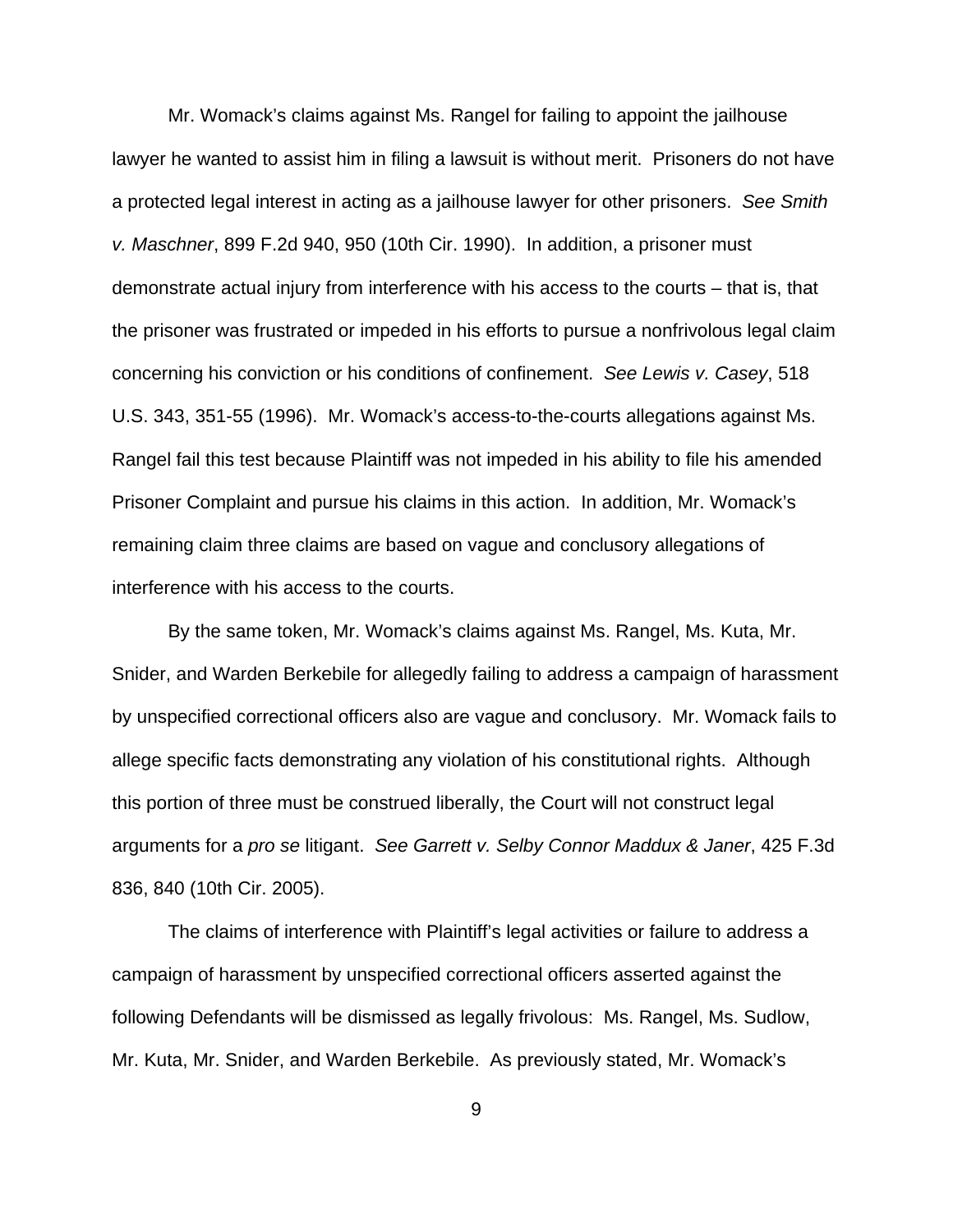Mr. Womack's claims against Ms. Rangel for failing to appoint the jailhouse lawyer he wanted to assist him in filing a lawsuit is without merit. Prisoners do not have a protected legal interest in acting as a jailhouse lawyer for other prisoners. *See Smith v. Maschner*, 899 F.2d 940, 950 (10th Cir. 1990). In addition, a prisoner must demonstrate actual injury from interference with his access to the courts – that is, that the prisoner was frustrated or impeded in his efforts to pursue a nonfrivolous legal claim concerning his conviction or his conditions of confinement. *See Lewis v. Casey*, 518 U.S. 343, 351-55 (1996). Mr. Womack's access-to-the-courts allegations against Ms. Rangel fail this test because Plaintiff was not impeded in his ability to file his amended Prisoner Complaint and pursue his claims in this action. In addition, Mr. Womack's remaining claim three claims are based on vague and conclusory allegations of interference with his access to the courts.

By the same token, Mr. Womack's claims against Ms. Rangel, Ms. Kuta, Mr. Snider, and Warden Berkebile for allegedly failing to address a campaign of harassment by unspecified correctional officers also are vague and conclusory. Mr. Womack fails to allege specific facts demonstrating any violation of his constitutional rights. Although this portion of three must be construed liberally, the Court will not construct legal arguments for a *pro se* litigant. *See Garrett v. Selby Connor Maddux & Janer*, 425 F.3d 836, 840 (10th Cir. 2005).

The claims of interference with Plaintiff's legal activities or failure to address a campaign of harassment by unspecified correctional officers asserted against the following Defendants will be dismissed as legally frivolous: Ms. Rangel, Ms. Sudlow, Mr. Kuta, Mr. Snider, and Warden Berkebile. As previously stated, Mr. Womack's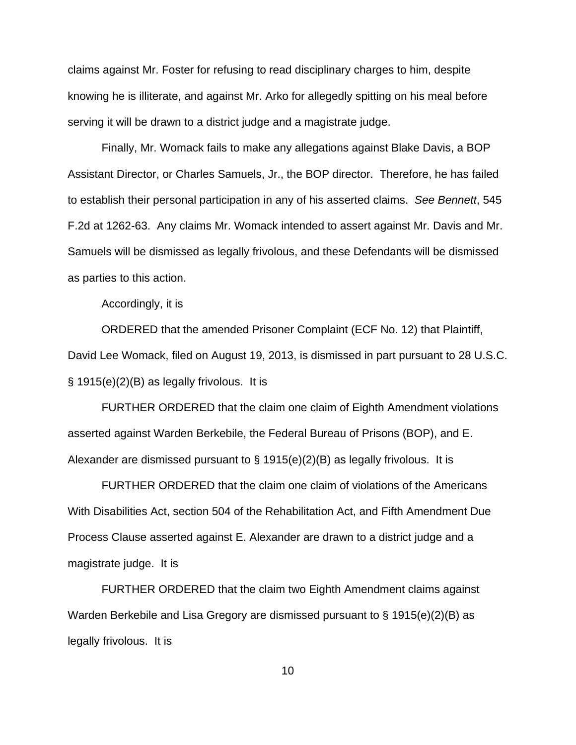claims against Mr. Foster for refusing to read disciplinary charges to him, despite knowing he is illiterate, and against Mr. Arko for allegedly spitting on his meal before serving it will be drawn to a district judge and a magistrate judge.

Finally, Mr. Womack fails to make any allegations against Blake Davis, a BOP Assistant Director, or Charles Samuels, Jr., the BOP director. Therefore, he has failed to establish their personal participation in any of his asserted claims. *See Bennett*, 545 F.2d at 1262-63. Any claims Mr. Womack intended to assert against Mr. Davis and Mr. Samuels will be dismissed as legally frivolous, and these Defendants will be dismissed as parties to this action.

Accordingly, it is

ORDERED that the amended Prisoner Complaint (ECF No. 12) that Plaintiff, David Lee Womack, filed on August 19, 2013, is dismissed in part pursuant to 28 U.S.C. § 1915(e)(2)(B) as legally frivolous. It is

FURTHER ORDERED that the claim one claim of Eighth Amendment violations asserted against Warden Berkebile, the Federal Bureau of Prisons (BOP), and E. Alexander are dismissed pursuant to § 1915(e)(2)(B) as legally frivolous. It is

FURTHER ORDERED that the claim one claim of violations of the Americans With Disabilities Act, section 504 of the Rehabilitation Act, and Fifth Amendment Due Process Clause asserted against E. Alexander are drawn to a district judge and a magistrate judge. It is

FURTHER ORDERED that the claim two Eighth Amendment claims against Warden Berkebile and Lisa Gregory are dismissed pursuant to § 1915(e)(2)(B) as legally frivolous. It is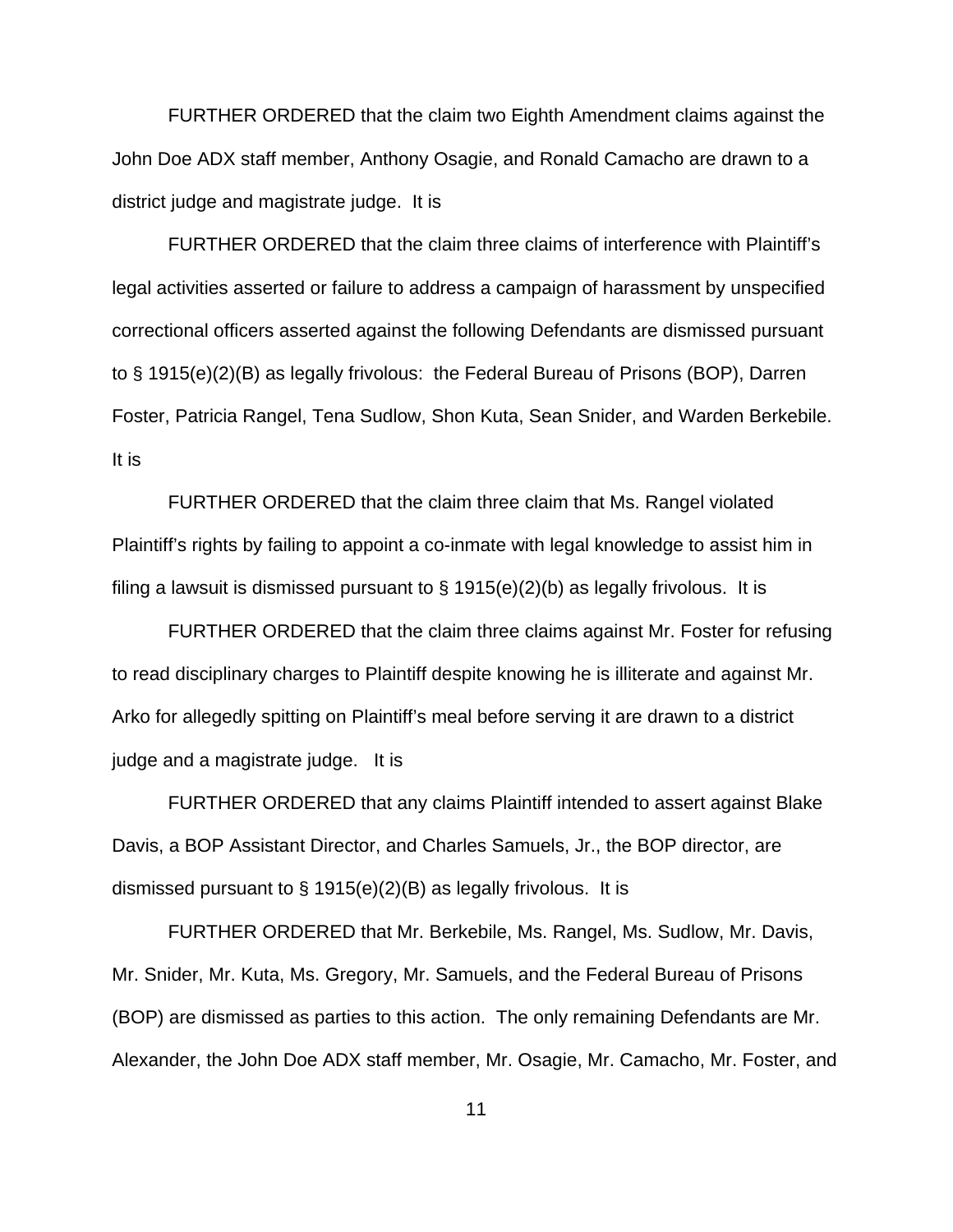FURTHER ORDERED that the claim two Eighth Amendment claims against the John Doe ADX staff member, Anthony Osagie, and Ronald Camacho are drawn to a district judge and magistrate judge. It is

FURTHER ORDERED that the claim three claims of interference with Plaintiff's legal activities asserted or failure to address a campaign of harassment by unspecified correctional officers asserted against the following Defendants are dismissed pursuant to § 1915(e)(2)(B) as legally frivolous: the Federal Bureau of Prisons (BOP), Darren Foster, Patricia Rangel, Tena Sudlow, Shon Kuta, Sean Snider, and Warden Berkebile. It is

FURTHER ORDERED that the claim three claim that Ms. Rangel violated Plaintiff's rights by failing to appoint a co-inmate with legal knowledge to assist him in filing a lawsuit is dismissed pursuant to § 1915(e)(2)(b) as legally frivolous. It is

FURTHER ORDERED that the claim three claims against Mr. Foster for refusing to read disciplinary charges to Plaintiff despite knowing he is illiterate and against Mr. Arko for allegedly spitting on Plaintiff's meal before serving it are drawn to a district judge and a magistrate judge. It is

FURTHER ORDERED that any claims Plaintiff intended to assert against Blake Davis, a BOP Assistant Director, and Charles Samuels, Jr., the BOP director, are dismissed pursuant to § 1915(e)(2)(B) as legally frivolous. It is

FURTHER ORDERED that Mr. Berkebile, Ms. Rangel, Ms. Sudlow, Mr. Davis, Mr. Snider, Mr. Kuta, Ms. Gregory, Mr. Samuels, and the Federal Bureau of Prisons (BOP) are dismissed as parties to this action. The only remaining Defendants are Mr. Alexander, the John Doe ADX staff member, Mr. Osagie, Mr. Camacho, Mr. Foster, and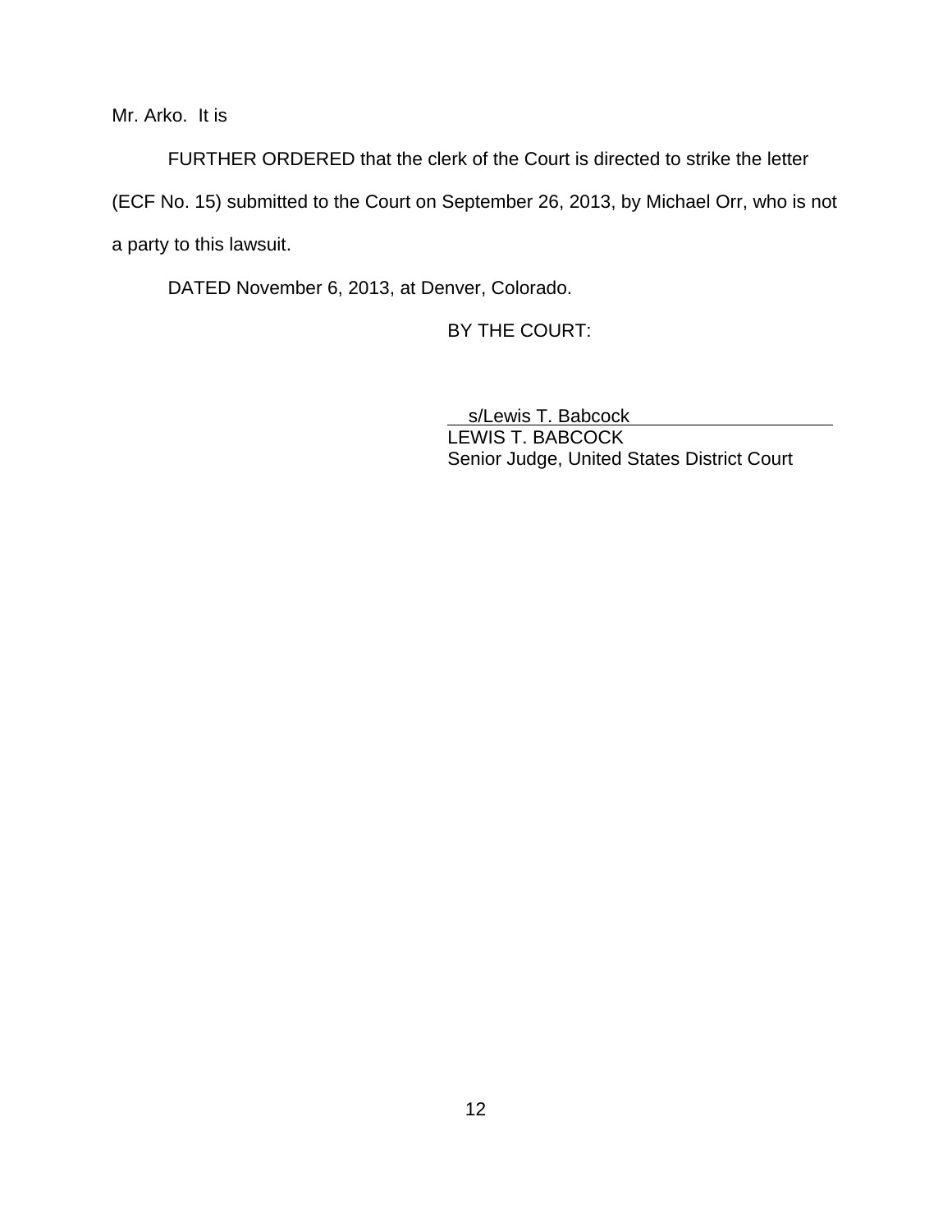Mr. Arko. It is

FURTHER ORDERED that the clerk of the Court is directed to strike the letter (ECF No. 15) submitted to the Court on September 26, 2013, by Michael Orr, who is not a party to this lawsuit.

DATED November 6, 2013, at Denver, Colorado.

BY THE COURT:

s/Lewis T. Babcock
LEWIS T. BABCOCK
Senior Judge, United States District Court